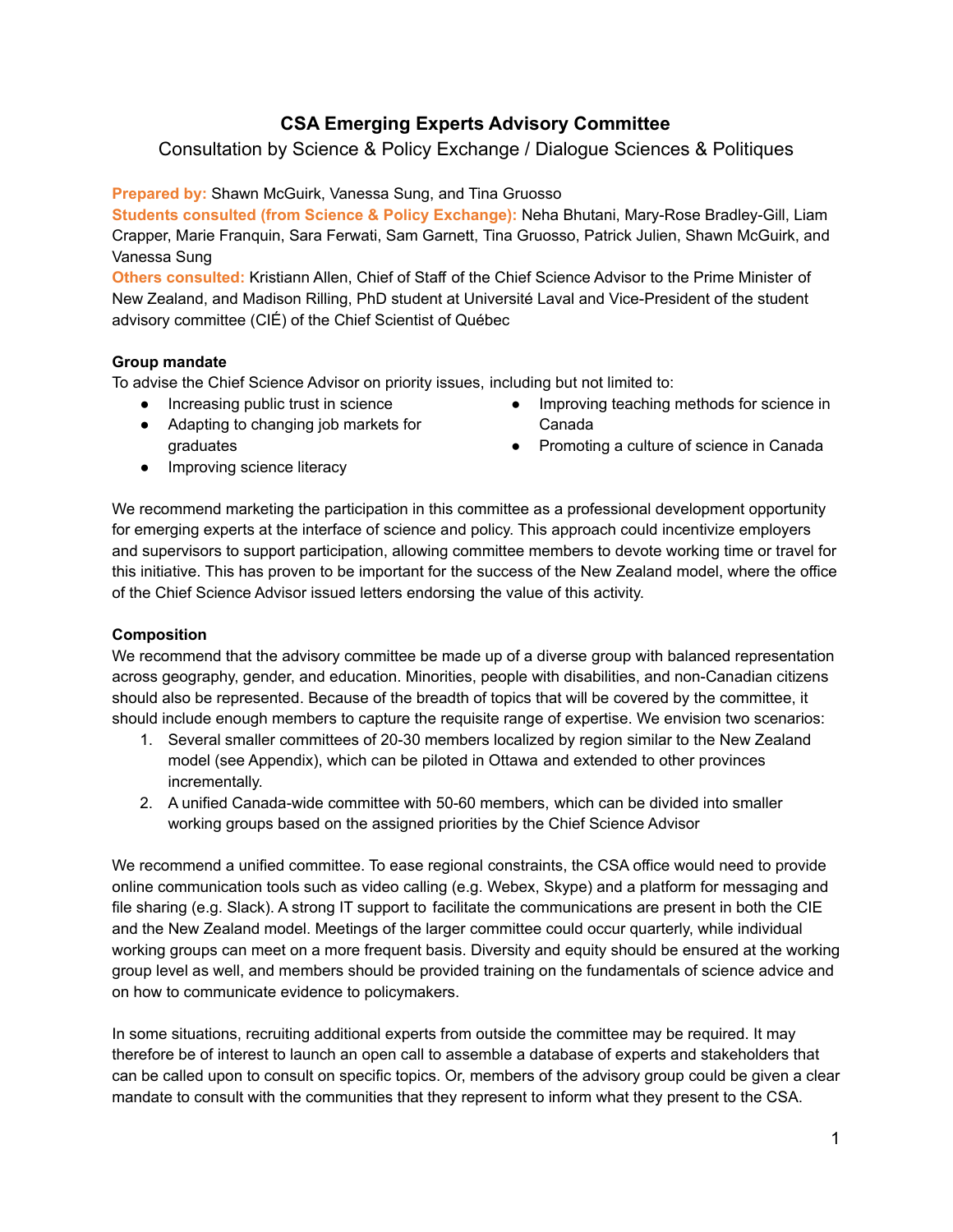# CSA Emerging Experts Advisory Committee

Consultation by Science & Policy Exchange / Dialogue Sciences & Politiques

**Prepared by:** Shawn McGuirk, Vanessa Sung, and Tina Gruosso

**Students consulted (from Science & Policy Exchange):** Neha Bhutani, Mary-Rose Bradley-Gill, Liam Crapper, Marie Franquin, Sara Ferwati, Sam Garnett, Tina Gruosso, Patrick Julien, Shawn McGuirk, and Vanessa Sung

**Others consulted:** Kristiann Allen, Chief of Staff of the Chief Science Advisor to the Prime Minister of New Zealand, and Madison Rilling, PhD student at Université Laval and Vice-President of the student advisory committee (CIÉ) of the Chief Scientist of Québec

**Group mandate**

To advise the Chief Science Advisor on priority issues, including but not limited to:

- Increasing public trust in science
- Adapting to changing job markets for graduates
- Improving science literacy
- Improving teaching methods for science in Canada
- Promoting a culture of science in Canada

We recommend marketing the participation in this committee as a professional development opportunity for emerging experts at the interface of science and policy. This approach could incentivize employers and supervisors to support participation, allowing committee members to devote working time or travel for this initiative. This has proven to be important for the success of the New Zealand model, where the office of the Chief Science Advisor issued letters endorsing the value of this activity.

**Composition**

We recommend that the advisory committee be made up of a diverse group with balanced representation across geography, gender, and education. Minorities, people with disabilities, and non-Canadian citizens should also be represented. Because of the breadth of topics that will be covered by the committee, it should include enough members to capture the requisite range of expertise. We envision two scenarios:

1. Several smaller committees of 20-30 members localized by region similar to the New Zealand model (see Appendix), which can be piloted in Ottawa and extended to other provinces incrementally.
2. A unified Canada-wide committee with 50-60 members, which can be divided into smaller working groups based on the assigned priorities by the Chief Science Advisor

We recommend a unified committee. To ease regional constraints, the CSA office would need to provide online communication tools such as video calling (e.g. Webex, Skype) and a platform for messaging and file sharing (e.g. Slack). A strong IT support to facilitate the communications are present in both the CIE and the New Zealand model. Meetings of the larger committee could occur quarterly, while individual working groups can meet on a more frequent basis. Diversity and equity should be ensured at the working group level as well, and members should be provided training on the fundamentals of science advice and on how to communicate evidence to policymakers.

In some situations, recruiting additional experts from outside the committee may be required. It may therefore be of interest to launch an open call to assemble a database of experts and stakeholders that can be called upon to consult on specific topics. Or, members of the advisory group could be given a clear mandate to consult with the communities that they represent to inform what they present to the CSA.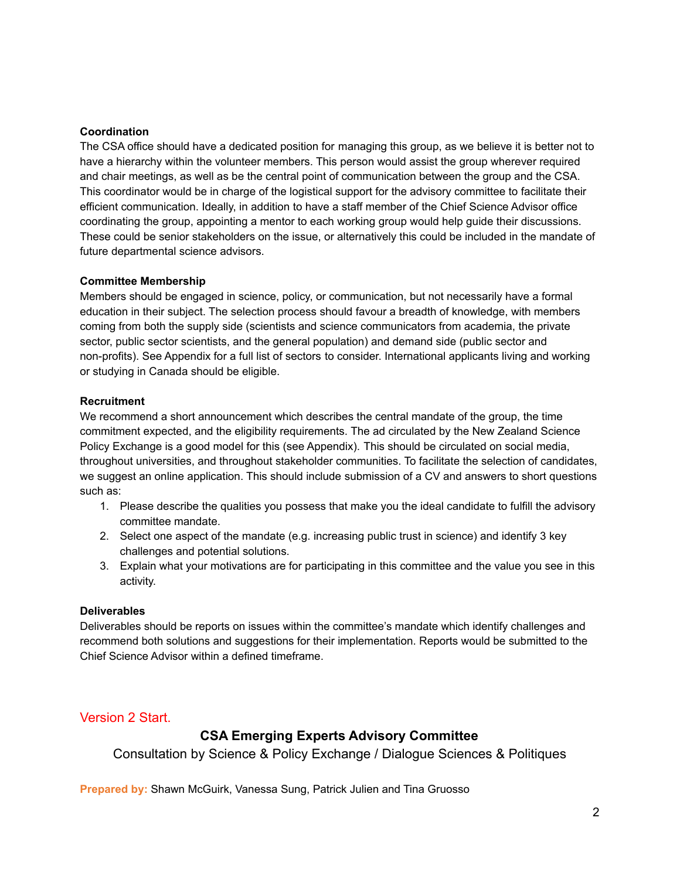**Coordination**
The CSA office should have a dedicated position for managing this group, as we believe it is better not to have a hierarchy within the volunteer members. This person would assist the group wherever required and chair meetings, as well as be the central point of communication between the group and the CSA. This coordinator would be in charge of the logistical support for the advisory committee to facilitate their efficient communication. Ideally, in addition to have a staff member of the Chief Science Advisor office coordinating the group, appointing a mentor to each working group would help guide their discussions. These could be senior stakeholders on the issue, or alternatively this could be included in the mandate of future departmental science advisors.

**Committee Membership**
Members should be engaged in science, policy, or communication, but not necessarily have a formal education in their subject. The selection process should favour a breadth of knowledge, with members coming from both the supply side (scientists and science communicators from academia, the private sector, public sector scientists, and the general population) and demand side (public sector and non-profits). See Appendix for a full list of sectors to consider. International applicants living and working or studying in Canada should be eligible.

**Recruitment**
We recommend a short announcement which describes the central mandate of the group, the time commitment expected, and the eligibility requirements. The ad circulated by the New Zealand Science Policy Exchange is a good model for this (see Appendix). This should be circulated on social media, throughout universities, and throughout stakeholder communities. To facilitate the selection of candidates, we suggest an online application. This should include submission of a CV and answers to short questions such as:

1. Please describe the qualities you possess that make you the ideal candidate to fulfill the advisory committee mandate.
2. Select one aspect of the mandate (e.g. increasing public trust in science) and identify 3 key challenges and potential solutions.
3. Explain what your motivations are for participating in this committee and the value you see in this activity.

**Deliverables**
Deliverables should be reports on issues within the committee's mandate which identify challenges and recommend both solutions and suggestions for their implementation. Reports would be submitted to the Chief Science Advisor within a defined timeframe.

Version 2 Start.

## CSA Emerging Experts Advisory Committee

Consultation by Science & Policy Exchange / Dialogue Sciences & Politiques

**Prepared by:** Shawn McGuirk, Vanessa Sung, Patrick Julien and Tina Gruosso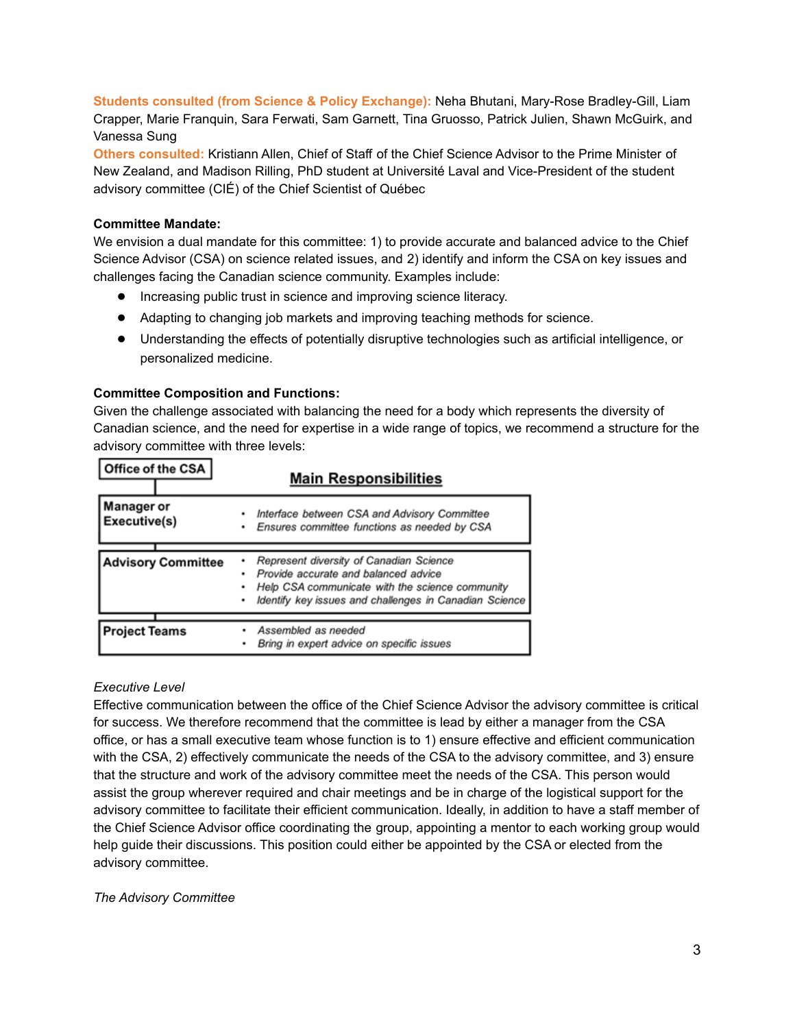**Students consulted (from Science & Policy Exchange):** Neha Bhutani, Mary-Rose Bradley-Gill, Liam Crapper, Marie Franquin, Sara Ferwati, Sam Garnett, Tina Gruosso, Patrick Julien, Shawn McGuirk, and Vanessa Sung

**Others consulted:** Kristiann Allen, Chief of Staff of the Chief Science Advisor to the Prime Minister of New Zealand, and Madison Rilling, PhD student at Université Laval and Vice-President of the student advisory committee (CIÉ) of the Chief Scientist of Québec

**Committee Mandate:**

We envision a dual mandate for this committee: 1) to provide accurate and balanced advice to the Chief Science Advisor (CSA) on science related issues, and 2) identify and inform the CSA on key issues and challenges facing the Canadian science community. Examples include:

- Increasing public trust in science and improving science literacy.
- Adapting to changing job markets and improving teaching methods for science.
- Understanding the effects of potentially disruptive technologies such as artificial intelligence, or personalized medicine.

**Committee Composition and Functions:**

Given the challenge associated with balancing the need for a body which represents the diversity of Canadian science, and the need for expertise in a wide range of topics, we recommend a structure for the advisory committee with three levels:

| Office of the CSA | Main Responsibilities |
| --- | --- |
| Manager or Executive(s) | • *Interface between CSA and Advisory Committee*<br>• *Ensures committee functions as needed by CSA* |
| Advisory Committee | • *Represent diversity of Canadian Science*<br>• *Provide accurate and balanced advice*<br>• *Help CSA communicate with the science community*<br>• *Identify key issues and challenges in Canadian Science* |
| Project Teams | • *Assembled as needed*<br>• *Bring in expert advice on specific issues* |

*Executive Level*

Effective communication between the office of the Chief Science Advisor the advisory committee is critical for success. We therefore recommend that the committee is lead by either a manager from the CSA office, or has a small executive team whose function is to 1) ensure effective and efficient communication with the CSA, 2) effectively communicate the needs of the CSA to the advisory committee, and 3) ensure that the structure and work of the advisory committee meet the needs of the CSA. This person would assist the group wherever required and chair meetings and be in charge of the logistical support for the advisory committee to facilitate their efficient communication. Ideally, in addition to have a staff member of the Chief Science Advisor office coordinating the group, appointing a mentor to each working group would help guide their discussions. This position could either be appointed by the CSA or elected from the advisory committee.

*The Advisory Committee*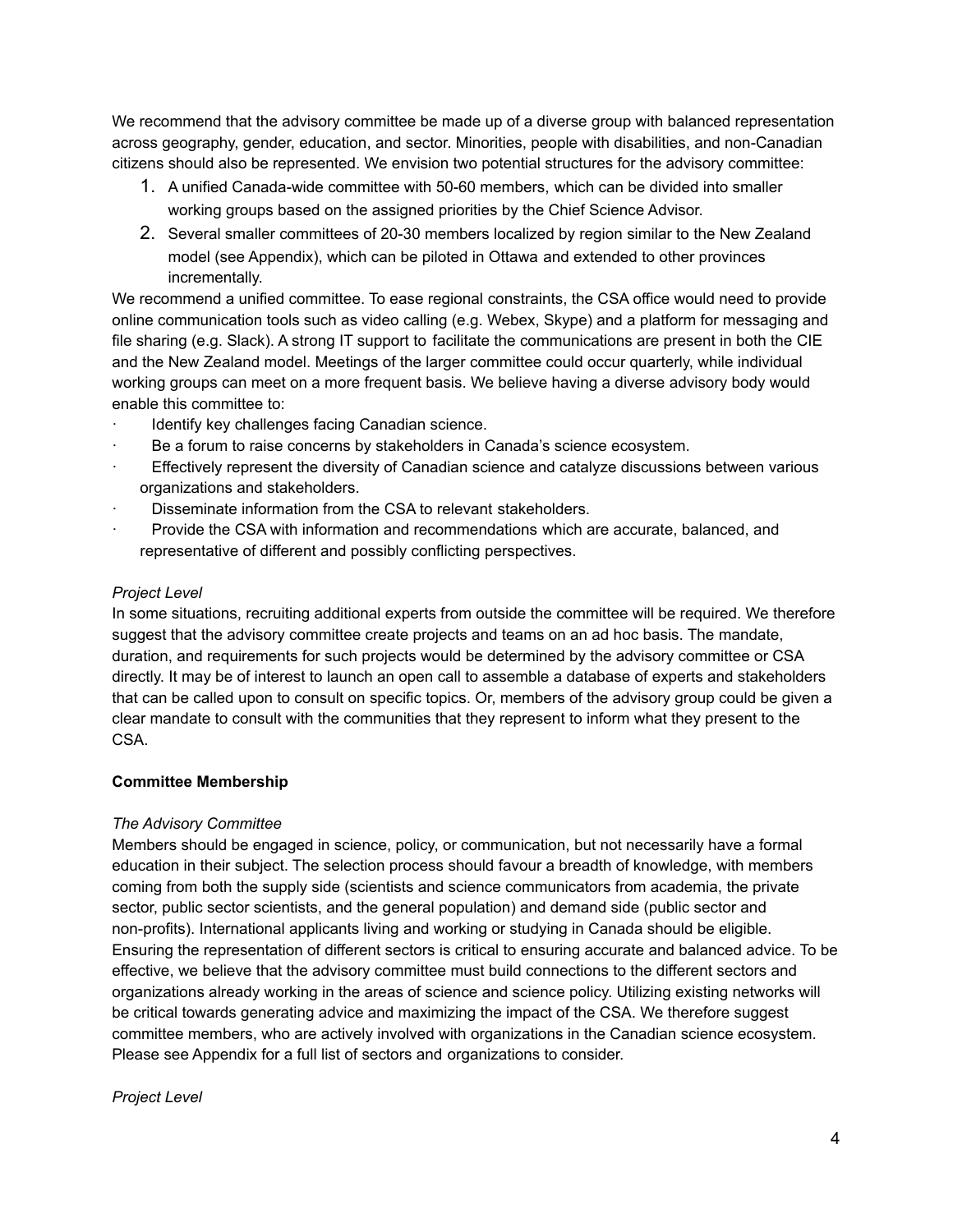We recommend that the advisory committee be made up of a diverse group with balanced representation across geography, gender, education, and sector. Minorities, people with disabilities, and non-Canadian citizens should also be represented. We envision two potential structures for the advisory committee:

1. A unified Canada-wide committee with 50-60 members, which can be divided into smaller working groups based on the assigned priorities by the Chief Science Advisor.
2. Several smaller committees of 20-30 members localized by region similar to the New Zealand model (see Appendix), which can be piloted in Ottawa and extended to other provinces incrementally.

We recommend a unified committee. To ease regional constraints, the CSA office would need to provide online communication tools such as video calling (e.g. Webex, Skype) and a platform for messaging and file sharing (e.g. Slack). A strong IT support to facilitate the communications are present in both the CIE and the New Zealand model. Meetings of the larger committee could occur quarterly, while individual working groups can meet on a more frequent basis. We believe having a diverse advisory body would enable this committee to:

- Identify key challenges facing Canadian science.
- Be a forum to raise concerns by stakeholders in Canada's science ecosystem.
- Effectively represent the diversity of Canadian science and catalyze discussions between various organizations and stakeholders.
- Disseminate information from the CSA to relevant stakeholders.
- Provide the CSA with information and recommendations which are accurate, balanced, and representative of different and possibly conflicting perspectives.

*Project Level*

In some situations, recruiting additional experts from outside the committee will be required. We therefore suggest that the advisory committee create projects and teams on an ad hoc basis. The mandate, duration, and requirements for such projects would be determined by the advisory committee or CSA directly. It may be of interest to launch an open call to assemble a database of experts and stakeholders that can be called upon to consult on specific topics. Or, members of the advisory group could be given a clear mandate to consult with the communities that they represent to inform what they present to the CSA.

**Committee Membership**

*The Advisory Committee*

Members should be engaged in science, policy, or communication, but not necessarily have a formal education in their subject. The selection process should favour a breadth of knowledge, with members coming from both the supply side (scientists and science communicators from academia, the private sector, public sector scientists, and the general population) and demand side (public sector and non-profits). International applicants living and working or studying in Canada should be eligible. Ensuring the representation of different sectors is critical to ensuring accurate and balanced advice. To be effective, we believe that the advisory committee must build connections to the different sectors and organizations already working in the areas of science and science policy. Utilizing existing networks will be critical towards generating advice and maximizing the impact of the CSA. We therefore suggest committee members, who are actively involved with organizations in the Canadian science ecosystem. Please see Appendix for a full list of sectors and organizations to consider.

*Project Level*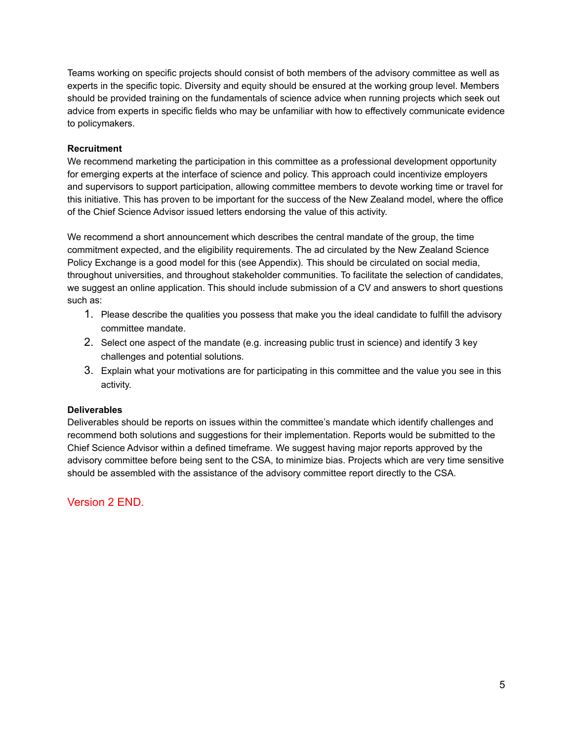Teams working on specific projects should consist of both members of the advisory committee as well as experts in the specific topic. Diversity and equity should be ensured at the working group level. Members should be provided training on the fundamentals of science advice when running projects which seek out advice from experts in specific fields who may be unfamiliar with how to effectively communicate evidence to policymakers.

**Recruitment**

We recommend marketing the participation in this committee as a professional development opportunity for emerging experts at the interface of science and policy. This approach could incentivize employers and supervisors to support participation, allowing committee members to devote working time or travel for this initiative. This has proven to be important for the success of the New Zealand model, where the office of the Chief Science Advisor issued letters endorsing the value of this activity.

We recommend a short announcement which describes the central mandate of the group, the time commitment expected, and the eligibility requirements. The ad circulated by the New Zealand Science Policy Exchange is a good model for this (see Appendix). This should be circulated on social media, throughout universities, and throughout stakeholder communities. To facilitate the selection of candidates, we suggest an online application. This should include submission of a CV and answers to short questions such as:

1. Please describe the qualities you possess that make you the ideal candidate to fulfill the advisory committee mandate.
2. Select one aspect of the mandate (e.g. increasing public trust in science) and identify 3 key challenges and potential solutions.
3. Explain what your motivations are for participating in this committee and the value you see in this activity.

**Deliverables**

Deliverables should be reports on issues within the committee's mandate which identify challenges and recommend both solutions and suggestions for their implementation. Reports would be submitted to the Chief Science Advisor within a defined timeframe. We suggest having major reports approved by the advisory committee before being sent to the CSA, to minimize bias. Projects which are very time sensitive should be assembled with the assistance of the advisory committee report directly to the CSA.

Version 2 END.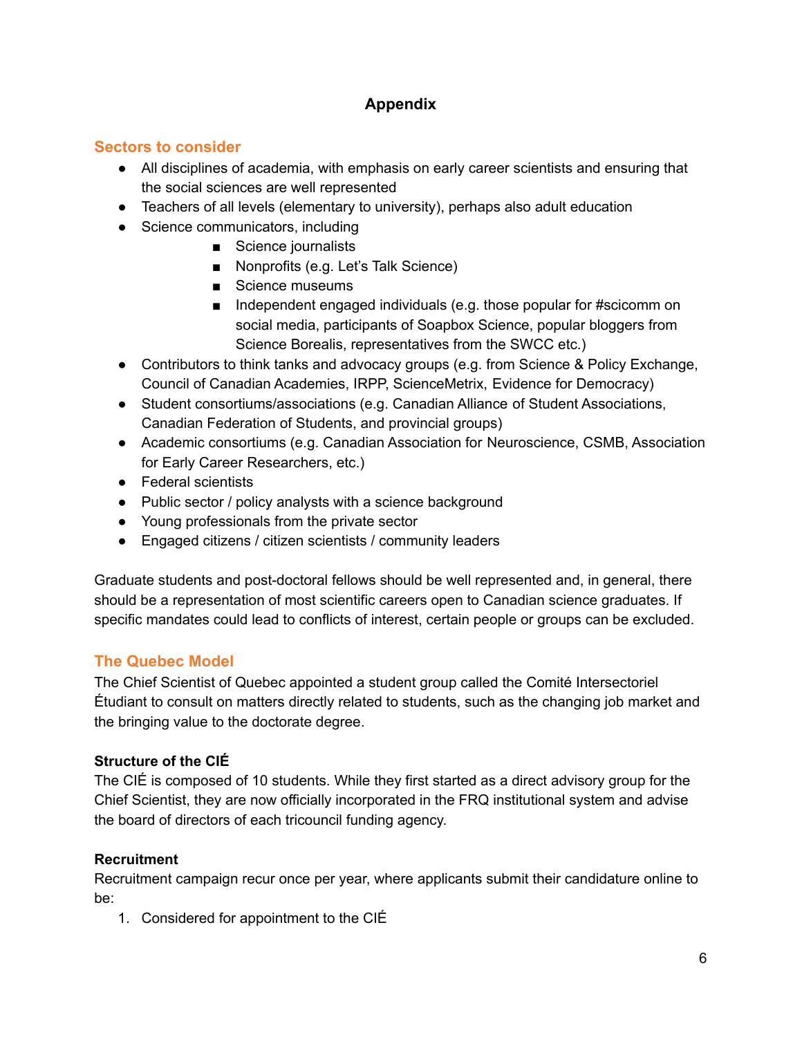# Appendix

## Sectors to consider

- All disciplines of academia, with emphasis on early career scientists and ensuring that the social sciences are well represented
- Teachers of all levels (elementary to university), perhaps also adult education
- Science communicators, including
    - Science journalists
    - Nonprofits (e.g. Let's Talk Science)
    - Science museums
    - Independent engaged individuals (e.g. those popular for #scicomm on social media, participants of Soapbox Science, popular bloggers from Science Borealis, representatives from the SWCC etc.)
- Contributors to think tanks and advocacy groups (e.g. from Science & Policy Exchange, Council of Canadian Academies, IRPP, ScienceMetrix, Evidence for Democracy)
- Student consortiums/associations (e.g. Canadian Alliance of Student Associations, Canadian Federation of Students, and provincial groups)
- Academic consortiums (e.g. Canadian Association for Neuroscience, CSMB, Association for Early Career Researchers, etc.)
- Federal scientists
- Public sector / policy analysts with a science background
- Young professionals from the private sector
- Engaged citizens / citizen scientists / community leaders

Graduate students and post-doctoral fellows should be well represented and, in general, there should be a representation of most scientific careers open to Canadian science graduates. If specific mandates could lead to conflicts of interest, certain people or groups can be excluded.

## The Quebec Model

The Chief Scientist of Quebec appointed a student group called the Comité Intersectoriel Étudiant to consult on matters directly related to students, such as the changing job market and the bringing value to the doctorate degree.

### Structure of the CIÉ

The CIÉ is composed of 10 students. While they first started as a direct advisory group for the Chief Scientist, they are now officially incorporated in the FRQ institutional system and advise the board of directors of each tricouncil funding agency.

### Recruitment

Recruitment campaign recur once per year, where applicants submit their candidature online to be:

1. Considered for appointment to the CIÉ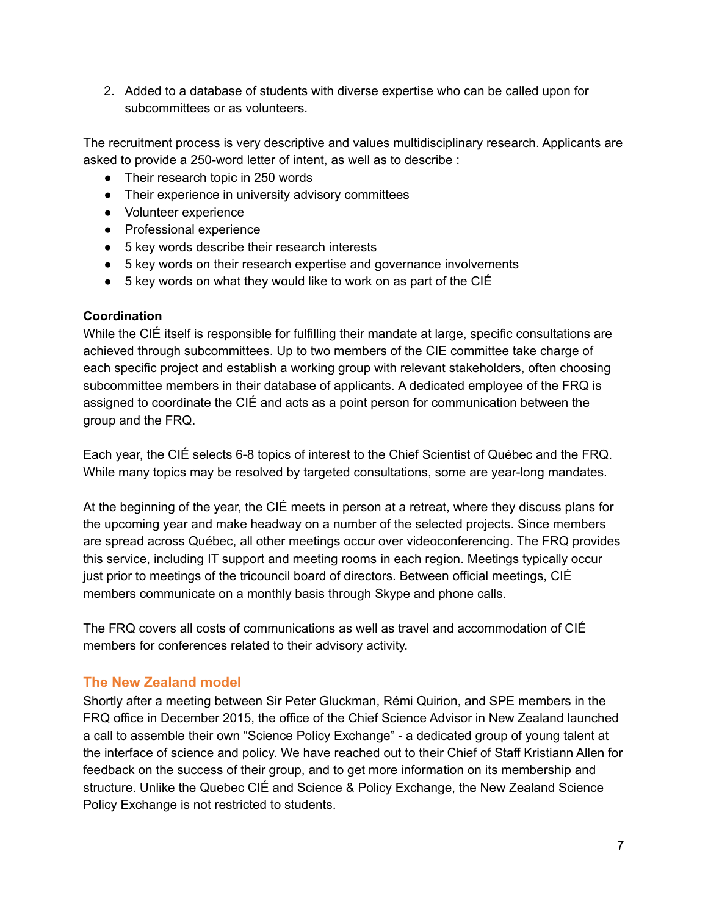2. Added to a database of students with diverse expertise who can be called upon for subcommittees or as volunteers.

The recruitment process is very descriptive and values multidisciplinary research. Applicants are asked to provide a 250-word letter of intent, as well as to describe :

- Their research topic in 250 words
- Their experience in university advisory committees
- Volunteer experience
- Professional experience
- 5 key words describe their research interests
- 5 key words on their research expertise and governance involvements
- 5 key words on what they would like to work on as part of the CIÉ

**Coordination**

While the CIÉ itself is responsible for fulfilling their mandate at large, specific consultations are achieved through subcommittees. Up to two members of the CIE committee take charge of each specific project and establish a working group with relevant stakeholders, often choosing subcommittee members in their database of applicants. A dedicated employee of the FRQ is assigned to coordinate the CIÉ and acts as a point person for communication between the group and the FRQ.

Each year, the CIÉ selects 6-8 topics of interest to the Chief Scientist of Québec and the FRQ. While many topics may be resolved by targeted consultations, some are year-long mandates.

At the beginning of the year, the CIÉ meets in person at a retreat, where they discuss plans for the upcoming year and make headway on a number of the selected projects. Since members are spread across Québec, all other meetings occur over videoconferencing. The FRQ provides this service, including IT support and meeting rooms in each region. Meetings typically occur just prior to meetings of the tricouncil board of directors. Between official meetings, CIÉ members communicate on a monthly basis through Skype and phone calls.

The FRQ covers all costs of communications as well as travel and accommodation of CIÉ members for conferences related to their advisory activity.

## The New Zealand model

Shortly after a meeting between Sir Peter Gluckman, Rémi Quirion, and SPE members in the FRQ office in December 2015, the office of the Chief Science Advisor in New Zealand launched a call to assemble their own "Science Policy Exchange" - a dedicated group of young talent at the interface of science and policy. We have reached out to their Chief of Staff Kristiann Allen for feedback on the success of their group, and to get more information on its membership and structure. Unlike the Quebec CIÉ and Science & Policy Exchange, the New Zealand Science Policy Exchange is not restricted to students.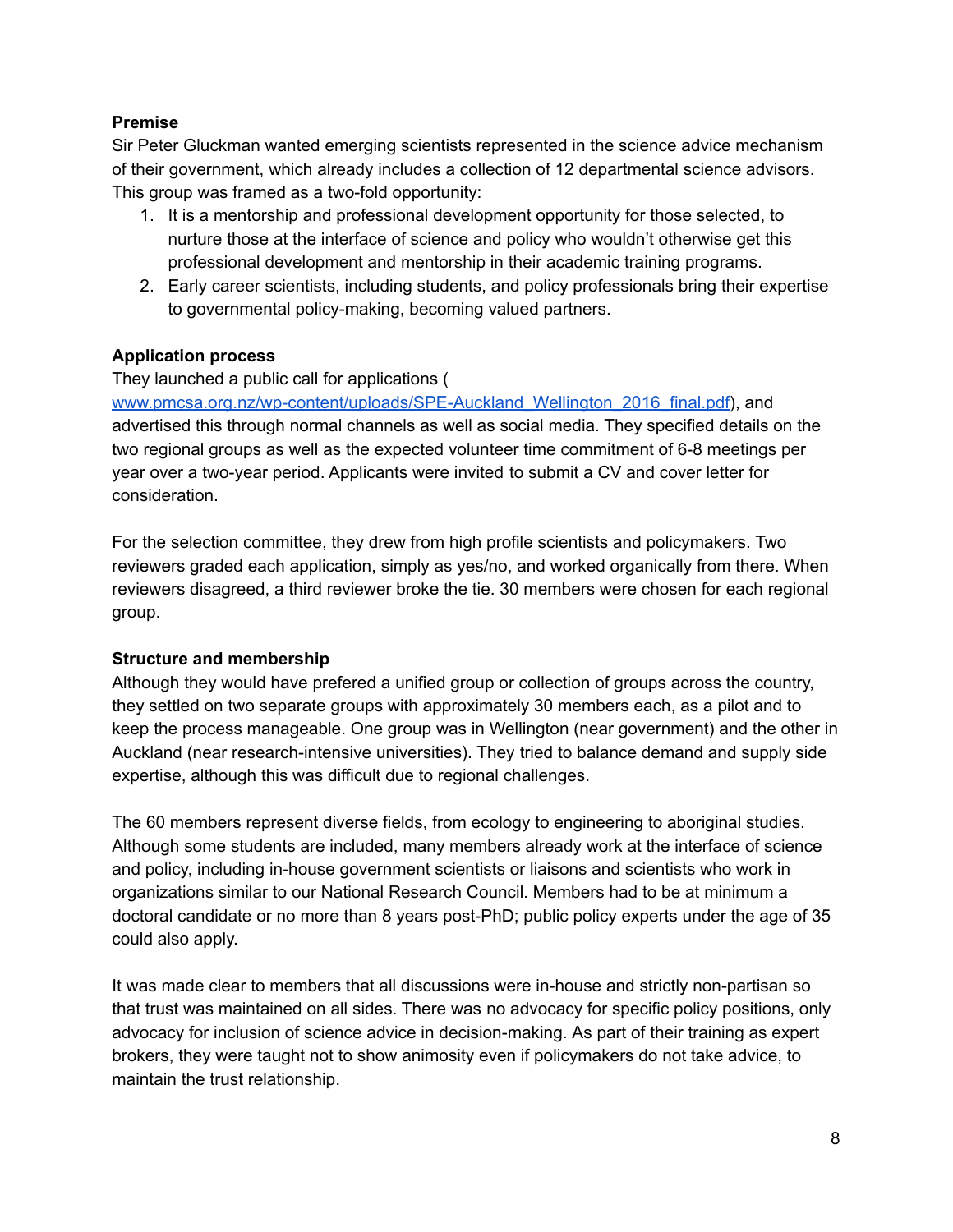**Premise**

Sir Peter Gluckman wanted emerging scientists represented in the science advice mechanism of their government, which already includes a collection of 12 departmental science advisors. This group was framed as a two-fold opportunity:

1. It is a mentorship and professional development opportunity for those selected, to nurture those at the interface of science and policy who wouldn't otherwise get this professional development and mentorship in their academic training programs.
2. Early career scientists, including students, and policy professionals bring their expertise to governmental policy-making, becoming valued partners.

**Application process**

They launched a public call for applications ( www.pmcsa.org.nz/wp-content/uploads/SPE-Auckland_Wellington_2016_final.pdf), and advertised this through normal channels as well as social media. They specified details on the two regional groups as well as the expected volunteer time commitment of 6-8 meetings per year over a two-year period. Applicants were invited to submit a CV and cover letter for consideration.

For the selection committee, they drew from high profile scientists and policymakers. Two reviewers graded each application, simply as yes/no, and worked organically from there. When reviewers disagreed, a third reviewer broke the tie. 30 members were chosen for each regional group.

**Structure and membership**

Although they would have prefered a unified group or collection of groups across the country, they settled on two separate groups with approximately 30 members each, as a pilot and to keep the process manageable. One group was in Wellington (near government) and the other in Auckland (near research-intensive universities). They tried to balance demand and supply side expertise, although this was difficult due to regional challenges.

The 60 members represent diverse fields, from ecology to engineering to aboriginal studies. Although some students are included, many members already work at the interface of science and policy, including in-house government scientists or liaisons and scientists who work in organizations similar to our National Research Council. Members had to be at minimum a doctoral candidate or no more than 8 years post-PhD; public policy experts under the age of 35 could also apply.

It was made clear to members that all discussions were in-house and strictly non-partisan so that trust was maintained on all sides. There was no advocacy for specific policy positions, only advocacy for inclusion of science advice in decision-making. As part of their training as expert brokers, they were taught not to show animosity even if policymakers do not take advice, to maintain the trust relationship.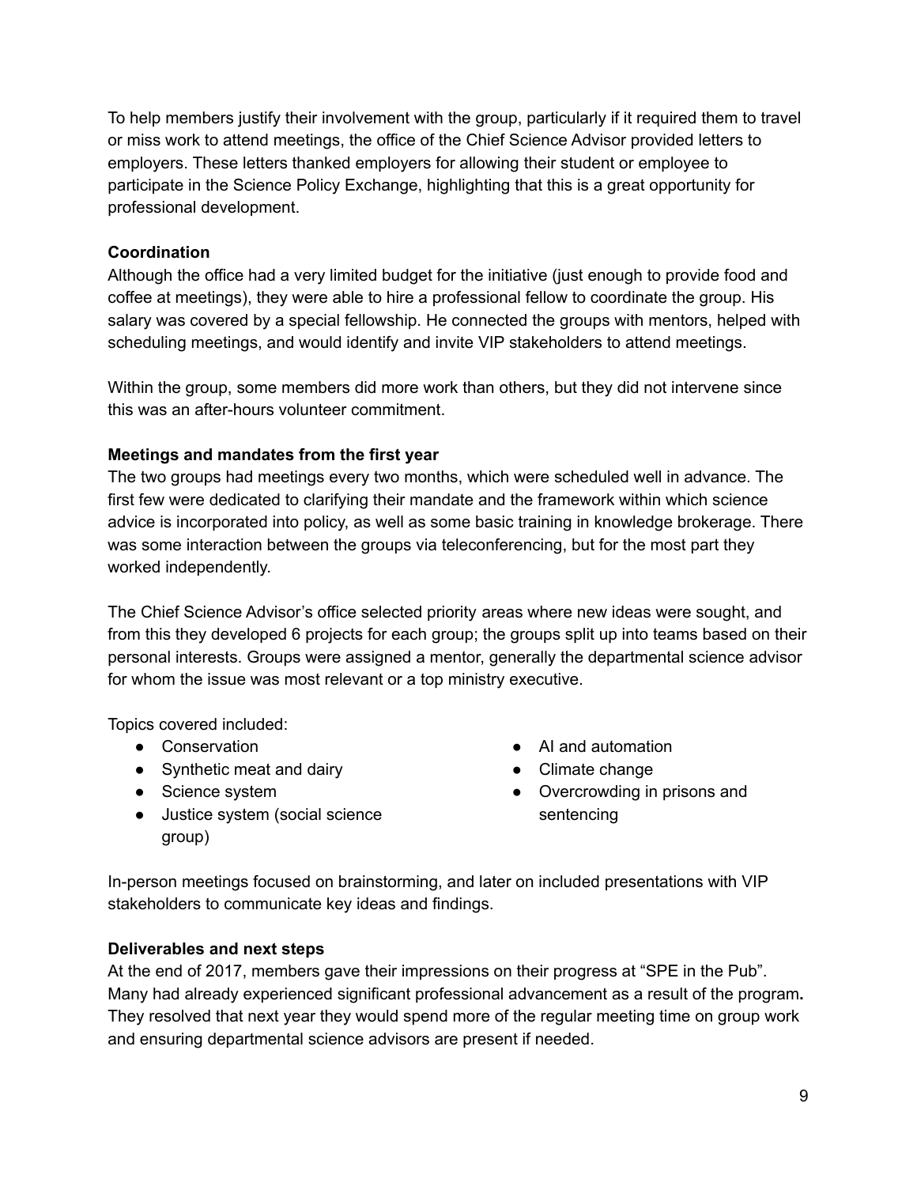To help members justify their involvement with the group, particularly if it required them to travel or miss work to attend meetings, the office of the Chief Science Advisor provided letters to employers. These letters thanked employers for allowing their student or employee to participate in the Science Policy Exchange, highlighting that this is a great opportunity for professional development.

**Coordination**

Although the office had a very limited budget for the initiative (just enough to provide food and coffee at meetings), they were able to hire a professional fellow to coordinate the group. His salary was covered by a special fellowship. He connected the groups with mentors, helped with scheduling meetings, and would identify and invite VIP stakeholders to attend meetings.

Within the group, some members did more work than others, but they did not intervene since this was an after-hours volunteer commitment.

**Meetings and mandates from the first year**

The two groups had meetings every two months, which were scheduled well in advance. The first few were dedicated to clarifying their mandate and the framework within which science advice is incorporated into policy, as well as some basic training in knowledge brokerage. There was some interaction between the groups via teleconferencing, but for the most part they worked independently.

The Chief Science Advisor's office selected priority areas where new ideas were sought, and from this they developed 6 projects for each group; the groups split up into teams based on their personal interests. Groups were assigned a mentor, generally the departmental science advisor for whom the issue was most relevant or a top ministry executive.

Topics covered included:

- Conservation
- Synthetic meat and dairy
- Science system
- Justice system (social science group)
- AI and automation
- Climate change
- Overcrowding in prisons and sentencing

In-person meetings focused on brainstorming, and later on included presentations with VIP stakeholders to communicate key ideas and findings.

**Deliverables and next steps**

At the end of 2017, members gave their impressions on their progress at "SPE in the Pub". Many had already experienced significant professional advancement as a result of the program. They resolved that next year they would spend more of the regular meeting time on group work and ensuring departmental science advisors are present if needed.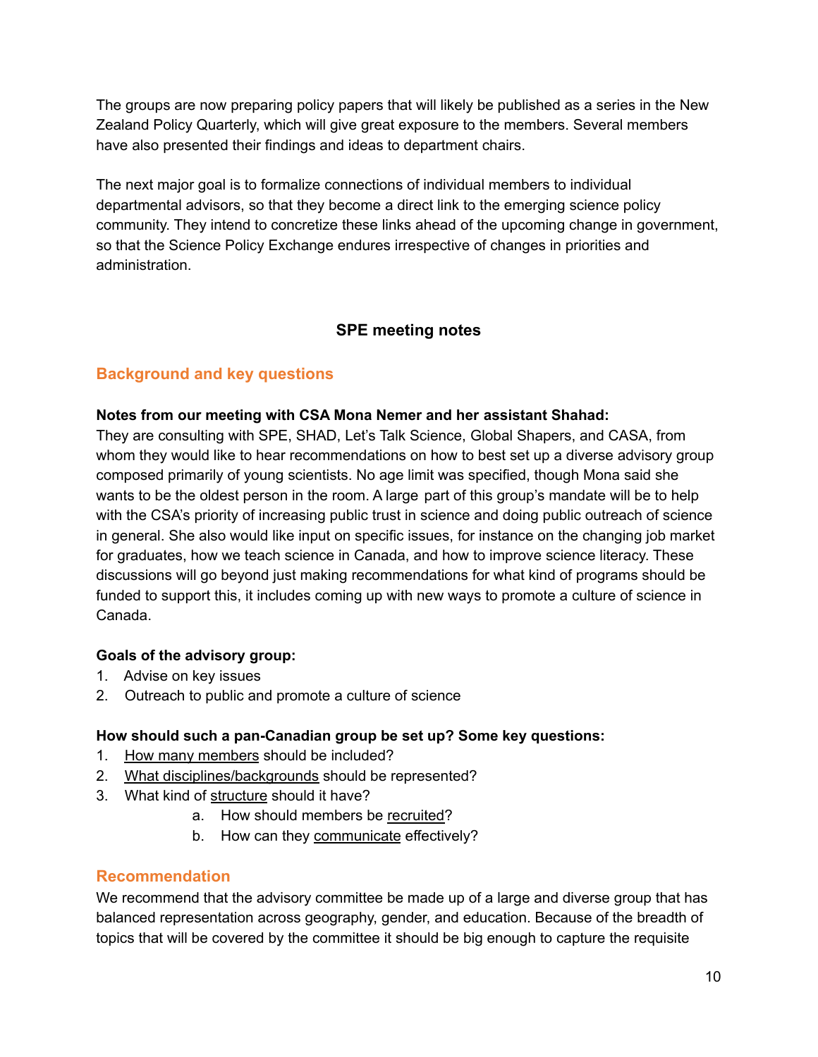The groups are now preparing policy papers that will likely be published as a series in the New Zealand Policy Quarterly, which will give great exposure to the members. Several members have also presented their findings and ideas to department chairs.

The next major goal is to formalize connections of individual members to individual departmental advisors, so that they become a direct link to the emerging science policy community. They intend to concretize these links ahead of the upcoming change in government, so that the Science Policy Exchange endures irrespective of changes in priorities and administration.

## SPE meeting notes

### Background and key questions

**Notes from our meeting with CSA Mona Nemer and her assistant Shahad:**
They are consulting with SPE, SHAD, Let's Talk Science, Global Shapers, and CASA, from whom they would like to hear recommendations on how to best set up a diverse advisory group composed primarily of young scientists. No age limit was specified, though Mona said she wants to be the oldest person in the room. A large part of this group's mandate will be to help with the CSA's priority of increasing public trust in science and doing public outreach of science in general. She also would like input on specific issues, for instance on the changing job market for graduates, how we teach science in Canada, and how to improve science literacy. These discussions will go beyond just making recommendations for what kind of programs should be funded to support this, it includes coming up with new ways to promote a culture of science in Canada.

**Goals of the advisory group:**

1. Advise on key issues
2. Outreach to public and promote a culture of science

**How should such a pan-Canadian group be set up? Some key questions:**

1. How many members should be included?
2. What disciplines/backgrounds should be represented?
3. What kind of structure should it have?
   a. How should members be recruited?
   b. How can they communicate effectively?

### Recommendation

We recommend that the advisory committee be made up of a large and diverse group that has balanced representation across geography, gender, and education. Because of the breadth of topics that will be covered by the committee it should be big enough to capture the requisite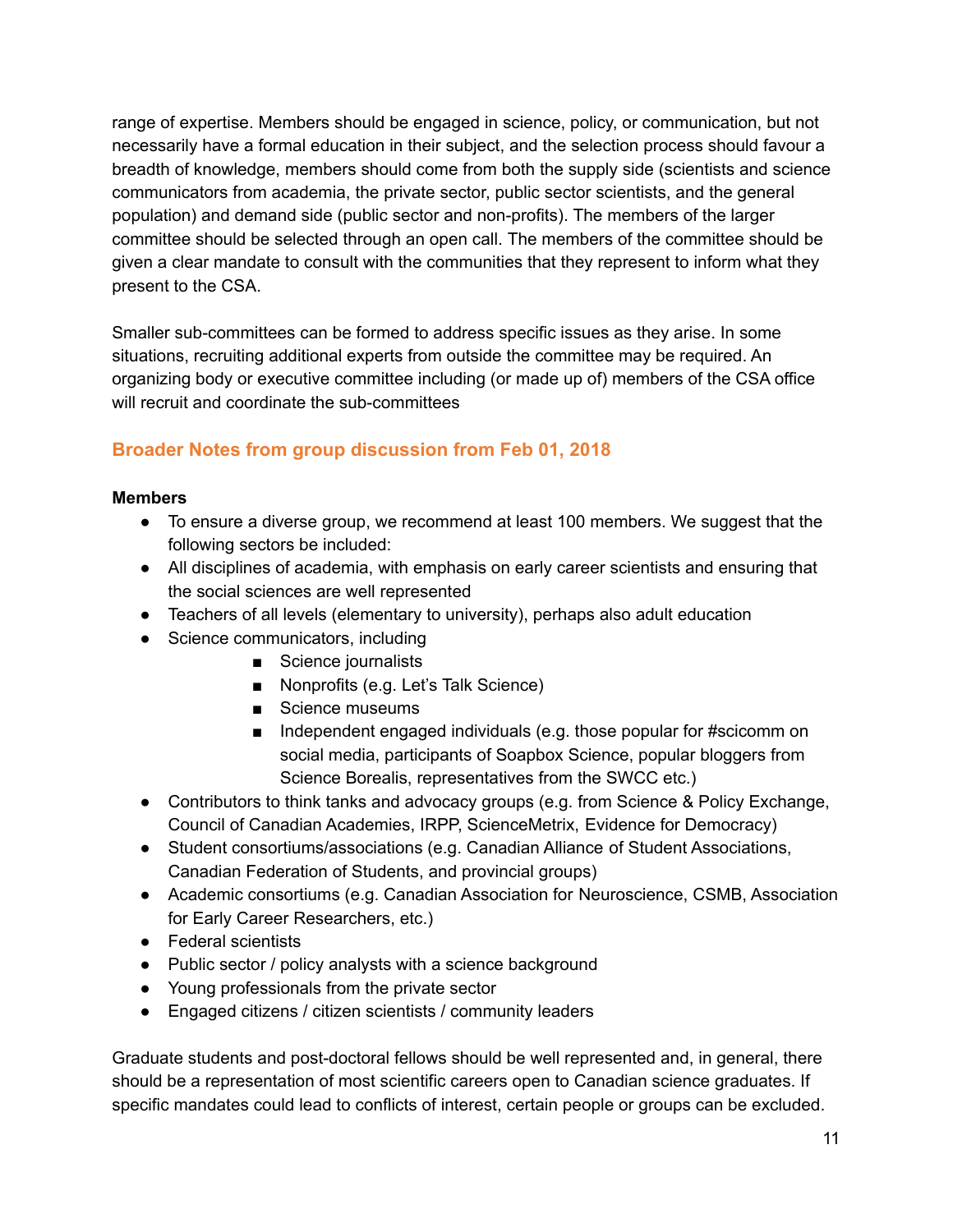range of expertise. Members should be engaged in science, policy, or communication, but not necessarily have a formal education in their subject, and the selection process should favour a breadth of knowledge, members should come from both the supply side (scientists and science communicators from academia, the private sector, public sector scientists, and the general population) and demand side (public sector and non-profits). The members of the larger committee should be selected through an open call. The members of the committee should be given a clear mandate to consult with the communities that they represent to inform what they present to the CSA.

Smaller sub-committees can be formed to address specific issues as they arise. In some situations, recruiting additional experts from outside the committee may be required. An organizing body or executive committee including (or made up of) members of the CSA office will recruit and coordinate the sub-committees

## Broader Notes from group discussion from Feb 01, 2018

**Members**

- To ensure a diverse group, we recommend at least 100 members. We suggest that the following sectors be included:
- All disciplines of academia, with emphasis on early career scientists and ensuring that the social sciences are well represented
- Teachers of all levels (elementary to university), perhaps also adult education
- Science communicators, including
    - Science journalists
    - Nonprofits (e.g. Let's Talk Science)
    - Science museums
    - Independent engaged individuals (e.g. those popular for #scicomm on social media, participants of Soapbox Science, popular bloggers from Science Borealis, representatives from the SWCC etc.)
- Contributors to think tanks and advocacy groups (e.g. from Science & Policy Exchange, Council of Canadian Academies, IRPP, ScienceMetrix, Evidence for Democracy)
- Student consortiums/associations (e.g. Canadian Alliance of Student Associations, Canadian Federation of Students, and provincial groups)
- Academic consortiums (e.g. Canadian Association for Neuroscience, CSMB, Association for Early Career Researchers, etc.)
- Federal scientists
- Public sector / policy analysts with a science background
- Young professionals from the private sector
- Engaged citizens / citizen scientists / community leaders

Graduate students and post-doctoral fellows should be well represented and, in general, there should be a representation of most scientific careers open to Canadian science graduates. If specific mandates could lead to conflicts of interest, certain people or groups can be excluded.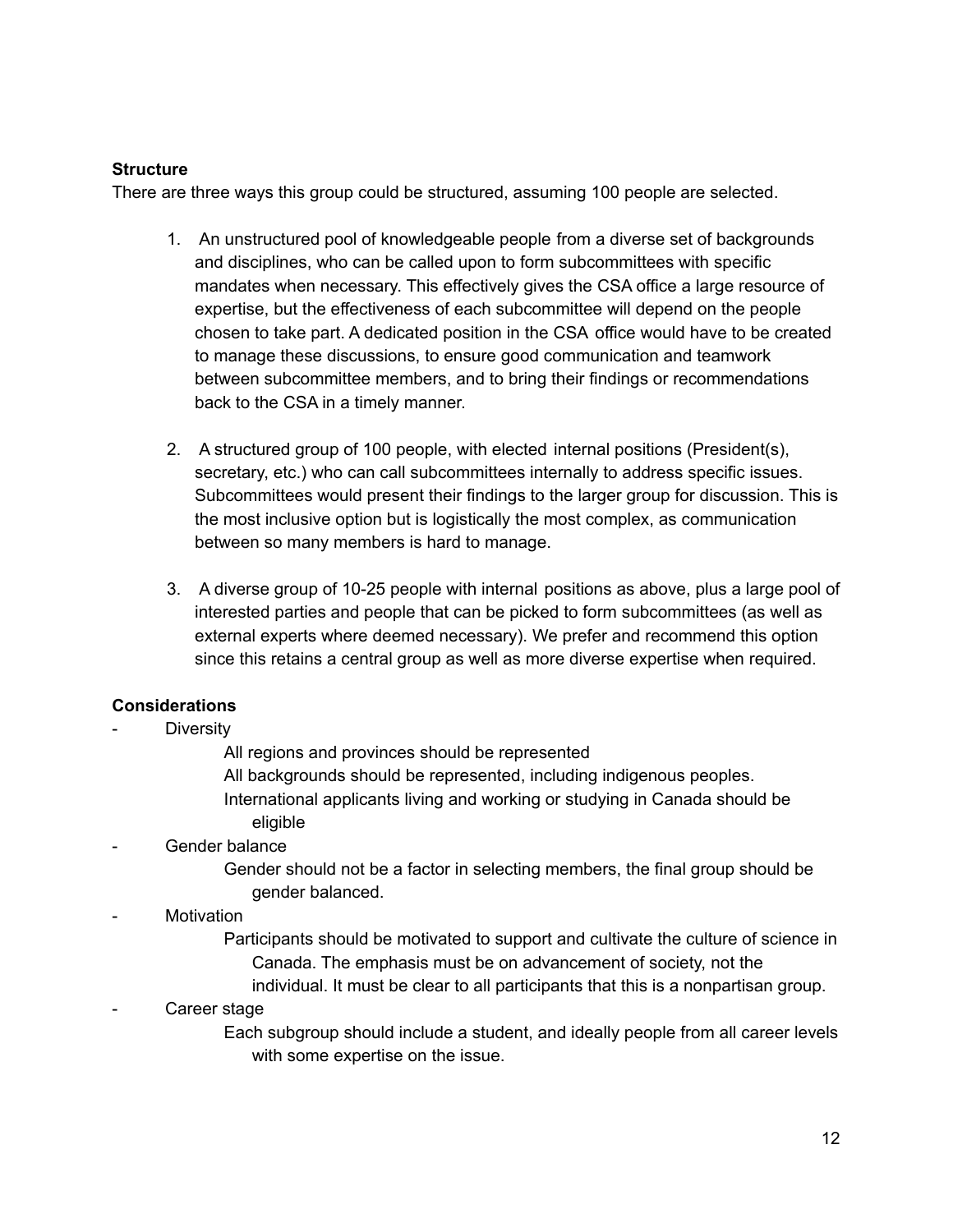**Structure**

There are three ways this group could be structured, assuming 100 people are selected.

1. An unstructured pool of knowledgeable people from a diverse set of backgrounds and disciplines, who can be called upon to form subcommittees with specific mandates when necessary. This effectively gives the CSA office a large resource of expertise, but the effectiveness of each subcommittee will depend on the people chosen to take part. A dedicated position in the CSA office would have to be created to manage these discussions, to ensure good communication and teamwork between subcommittee members, and to bring their findings or recommendations back to the CSA in a timely manner.

2. A structured group of 100 people, with elected internal positions (President(s), secretary, etc.) who can call subcommittees internally to address specific issues. Subcommittees would present their findings to the larger group for discussion. This is the most inclusive option but is logistically the most complex, as communication between so many members is hard to manage.

3. A diverse group of 10-25 people with internal positions as above, plus a large pool of interested parties and people that can be picked to form subcommittees (as well as external experts where deemed necessary). We prefer and recommend this option since this retains a central group as well as more diverse expertise when required.

**Considerations**

- Diversity
  - All regions and provinces should be represented
  - All backgrounds should be represented, including indigenous peoples.
  - International applicants living and working or studying in Canada should be eligible
- Gender balance
  - Gender should not be a factor in selecting members, the final group should be gender balanced.
- Motivation
  - Participants should be motivated to support and cultivate the culture of science in Canada. The emphasis must be on advancement of society, not the individual. It must be clear to all participants that this is a nonpartisan group.
- Career stage
  - Each subgroup should include a student, and ideally people from all career levels with some expertise on the issue.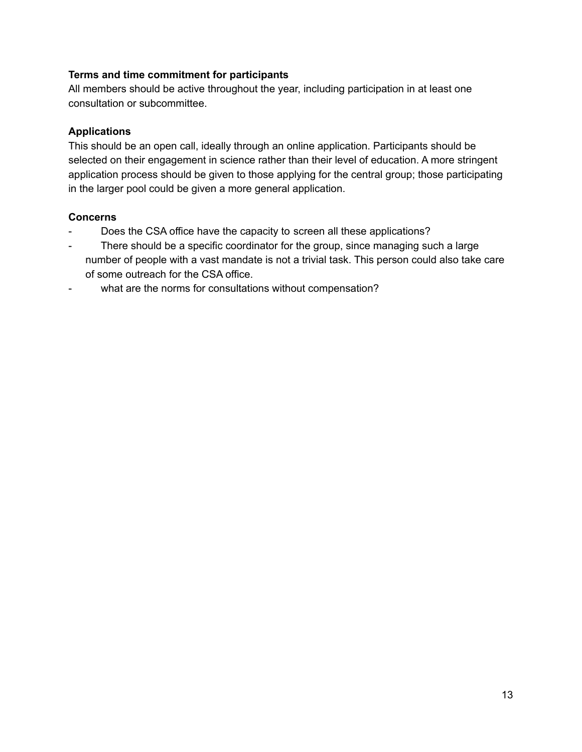**Terms and time commitment for participants**

All members should be active throughout the year, including participation in at least one consultation or subcommittee.

**Applications**

This should be an open call, ideally through an online application. Participants should be selected on their engagement in science rather than their level of education. A more stringent application process should be given to those applying for the central group; those participating in the larger pool could be given a more general application.

**Concerns**

- Does the CSA office have the capacity to screen all these applications?
- There should be a specific coordinator for the group, since managing such a large number of people with a vast mandate is not a trivial task. This person could also take care of some outreach for the CSA office.
- what are the norms for consultations without compensation?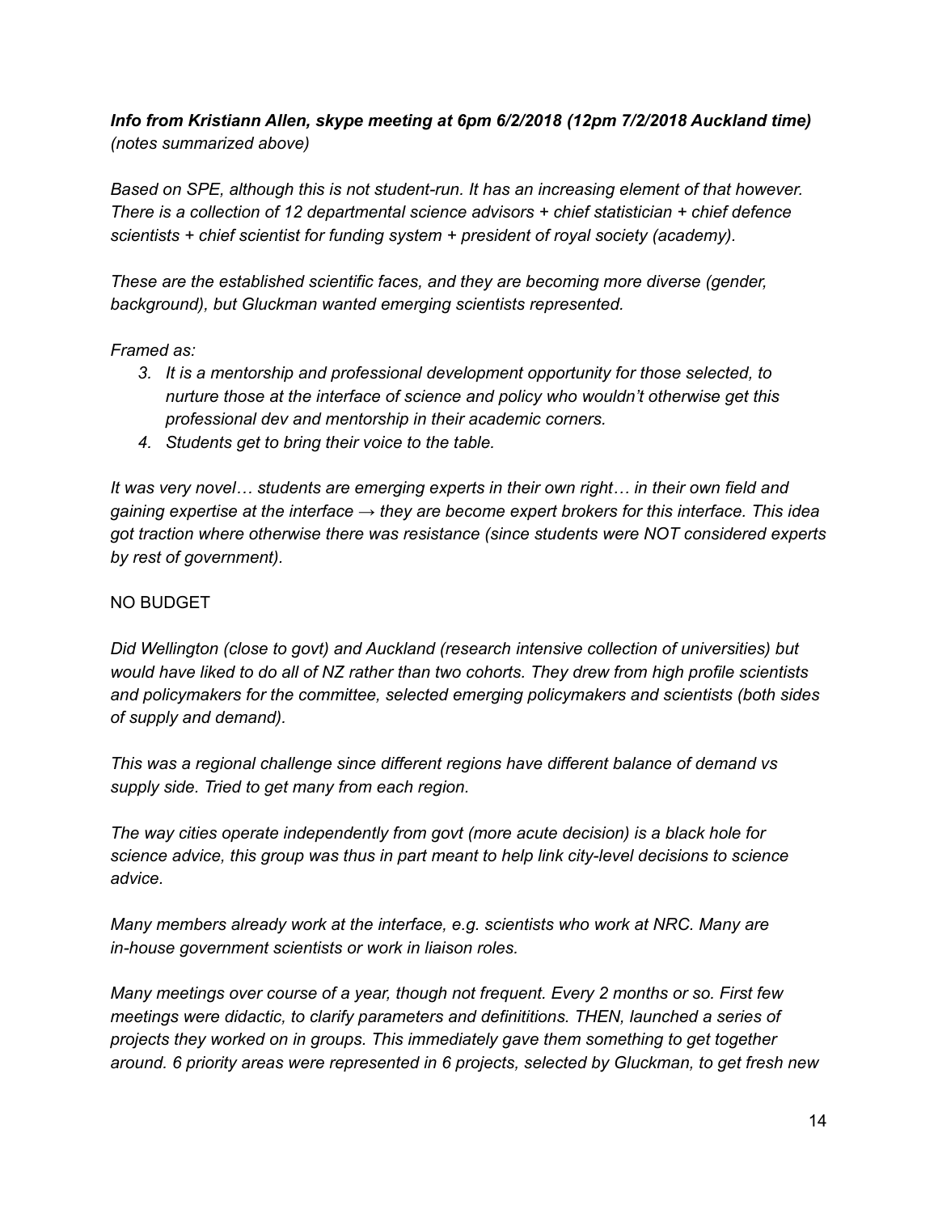***Info from Kristiann Allen, skype meeting at 6pm 6/2/2018 (12pm 7/2/2018 Auckland time)***
*(notes summarized above)*

*Based on SPE, although this is not student-run. It has an increasing element of that however. There is a collection of 12 departmental science advisors + chief statistician + chief defence scientists + chief scientist for funding system + president of royal society (academy).*

*These are the established scientific faces, and they are becoming more diverse (gender, background), but Gluckman wanted emerging scientists represented.*

*Framed as:*

3. *It is a mentorship and professional development opportunity for those selected, to nurture those at the interface of science and policy who wouldn't otherwise get this professional dev and mentorship in their academic corners.*
4. *Students get to bring their voice to the table.*

*It was very novel… students are emerging experts in their own right… in their own field and gaining expertise at the interface → they are become expert brokers for this interface. This idea got traction where otherwise there was resistance (since students were NOT considered experts by rest of government).*

NO BUDGET

*Did Wellington (close to govt) and Auckland (research intensive collection of universities) but would have liked to do all of NZ rather than two cohorts. They drew from high profile scientists and policymakers for the committee, selected emerging policymakers and scientists (both sides of supply and demand).*

*This was a regional challenge since different regions have different balance of demand vs supply side. Tried to get many from each region.*

*The way cities operate independently from govt (more acute decision) is a black hole for science advice, this group was thus in part meant to help link city-level decisions to science advice.*

*Many members already work at the interface, e.g. scientists who work at NRC. Many are in-house government scientists or work in liaison roles.*

*Many meetings over course of a year, though not frequent. Every 2 months or so. First few meetings were didactic, to clarify parameters and definititions. THEN, launched a series of projects they worked on in groups. This immediately gave them something to get together around. 6 priority areas were represented in 6 projects, selected by Gluckman, to get fresh new*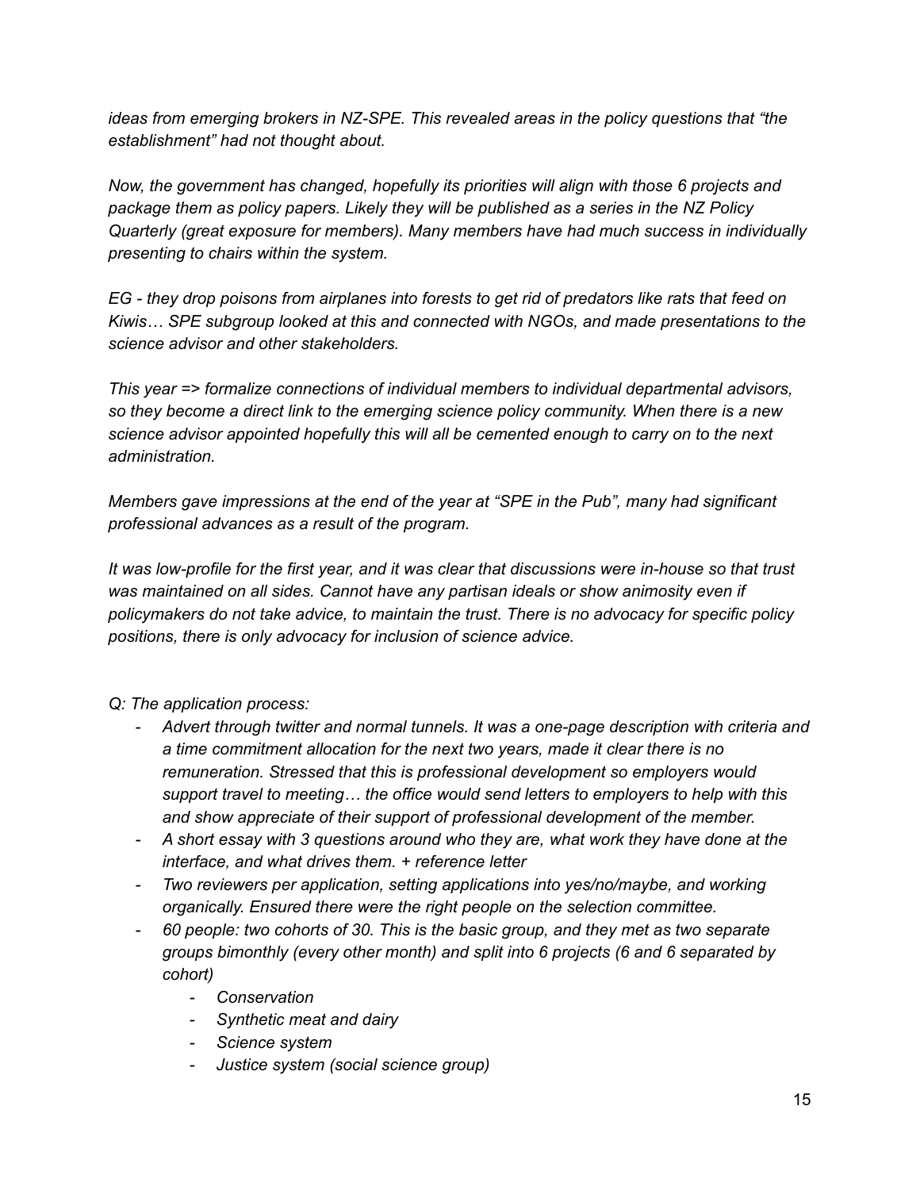*ideas from emerging brokers in NZ-SPE. This revealed areas in the policy questions that "the establishment" had not thought about.*

*Now, the government has changed, hopefully its priorities will align with those 6 projects and package them as policy papers. Likely they will be published as a series in the NZ Policy Quarterly (great exposure for members). Many members have had much success in individually presenting to chairs within the system.*

*EG - they drop poisons from airplanes into forests to get rid of predators like rats that feed on Kiwis… SPE subgroup looked at this and connected with NGOs, and made presentations to the science advisor and other stakeholders.*

*This year => formalize connections of individual members to individual departmental advisors, so they become a direct link to the emerging science policy community. When there is a new science advisor appointed hopefully this will all be cemented enough to carry on to the next administration.*

*Members gave impressions at the end of the year at "SPE in the Pub", many had significant professional advances as a result of the program.*

*It was low-profile for the first year, and it was clear that discussions were in-house so that trust was maintained on all sides. Cannot have any partisan ideals or show animosity even if policymakers do not take advice, to maintain the trust. There is no advocacy for specific policy positions, there is only advocacy for inclusion of science advice.*

*Q: The application process:*

- *Advert through twitter and normal tunnels. It was a one-page description with criteria and a time commitment allocation for the next two years, made it clear there is no remuneration. Stressed that this is professional development so employers would support travel to meeting… the office would send letters to employers to help with this and show appreciate of their support of professional development of the member.*
- *A short essay with 3 questions around who they are, what work they have done at the interface, and what drives them. + reference letter*
- *Two reviewers per application, setting applications into yes/no/maybe, and working organically. Ensured there were the right people on the selection committee.*
- *60 people: two cohorts of 30. This is the basic group, and they met as two separate groups bimonthly (every other month) and split into 6 projects (6 and 6 separated by cohort)*
    - *Conservation*
    - *Synthetic meat and dairy*
    - *Science system*
    - *Justice system (social science group)*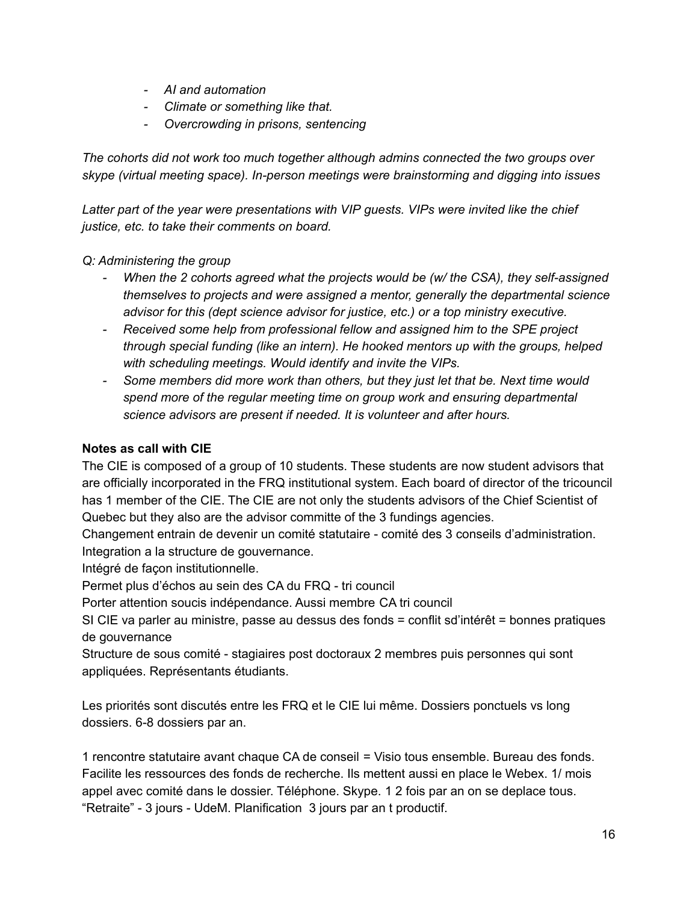- *AI and automation*
- *Climate or something like that.*
- *Overcrowding in prisons, sentencing*

*The cohorts did not work too much together although admins connected the two groups over skype (virtual meeting space). In-person meetings were brainstorming and digging into issues*

*Latter part of the year were presentations with VIP guests. VIPs were invited like the chief justice, etc. to take their comments on board.*

*Q: Administering the group*

- *When the 2 cohorts agreed what the projects would be (w/ the CSA), they self-assigned themselves to projects and were assigned a mentor, generally the departmental science advisor for this (dept science advisor for justice, etc.) or a top ministry executive.*
- *Received some help from professional fellow and assigned him to the SPE project through special funding (like an intern). He hooked mentors up with the groups, helped with scheduling meetings. Would identify and invite the VIPs.*
- *Some members did more work than others, but they just let that be. Next time would spend more of the regular meeting time on group work and ensuring departmental science advisors are present if needed. It is volunteer and after hours.*

**Notes as call with CIE**

The CIE is composed of a group of 10 students. These students are now student advisors that are officially incorporated in the FRQ institutional system. Each board of director of the tricouncil has 1 member of the CIE. The CIE are not only the students advisors of the Chief Scientist of Quebec but they also are the advisor committe of the 3 fundings agencies.
Changement entrain de devenir un comité statutaire - comité des 3 conseils d'administration.
Integration a la structure de gouvernance.
Intégré de façon institutionnelle.
Permet plus d'échos au sein des CA du FRQ - tri council
Porter attention soucis indépendance. Aussi membre CA tri council
SI CIE va parler au ministre, passe au dessus des fonds = conflit sd'intérêt = bonnes pratiques de gouvernance
Structure de sous comité - stagiaires post doctoraux 2 membres puis personnes qui sont appliquées. Représentants étudiants.

Les priorités sont discutés entre les FRQ et le CIE lui même. Dossiers ponctuels vs long dossiers. 6-8 dossiers par an.

1 rencontre statutaire avant chaque CA de conseil = Visio tous ensemble. Bureau des fonds. Facilite les ressources des fonds de recherche. Ils mettent aussi en place le Webex. 1/ mois appel avec comité dans le dossier. Téléphone. Skype. 1 2 fois par an on se deplace tous. "Retraite" - 3 jours - UdeM. Planification 3 jours par an t productif.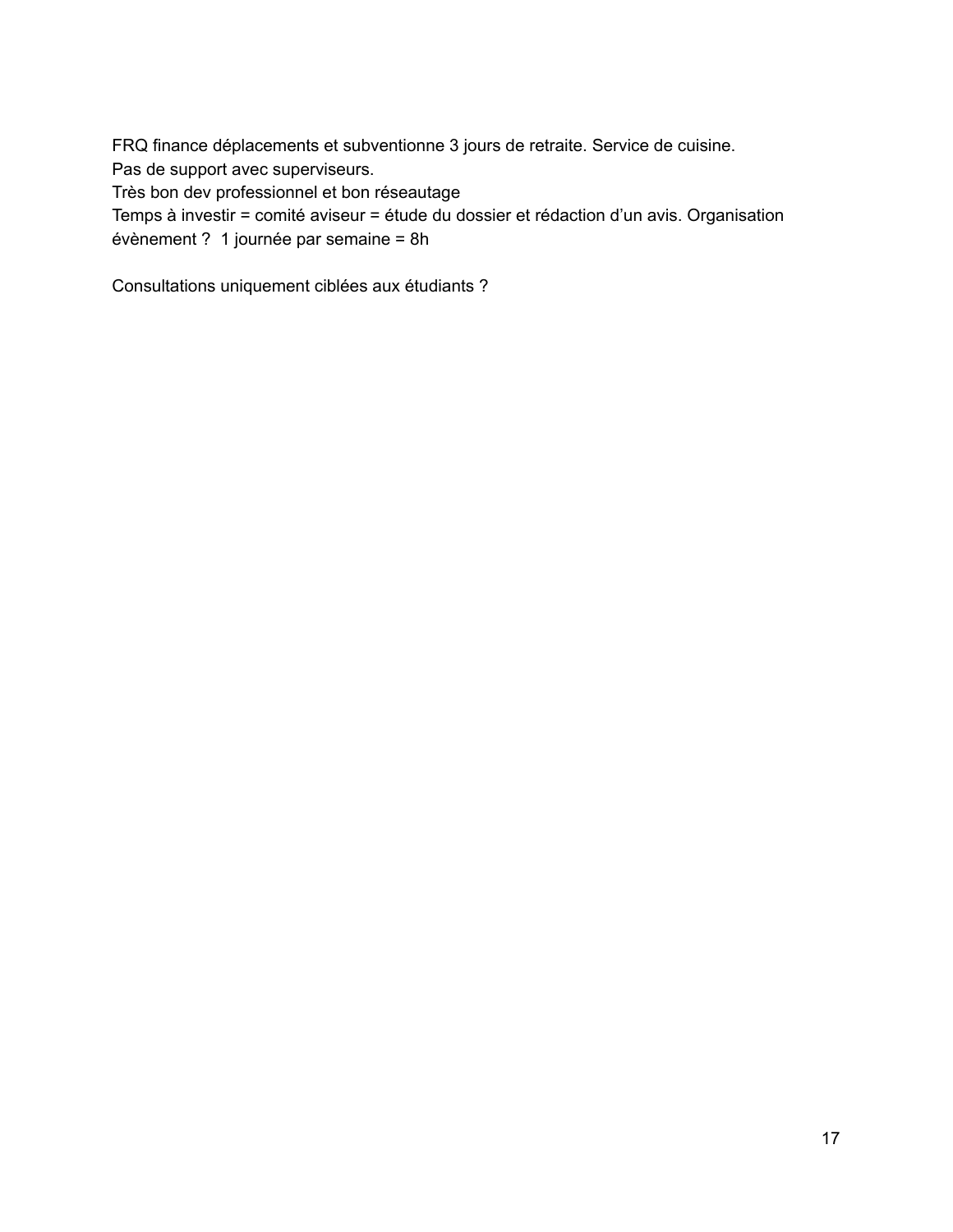FRQ finance déplacements et subventionne 3 jours de retraite. Service de cuisine.
Pas de support avec superviseurs.
Très bon dev professionnel et bon réseautage
Temps à investir = comité aviseur = étude du dossier et rédaction d'un avis. Organisation évènement ?  1 journée par semaine = 8h

Consultations uniquement ciblées aux étudiants ?